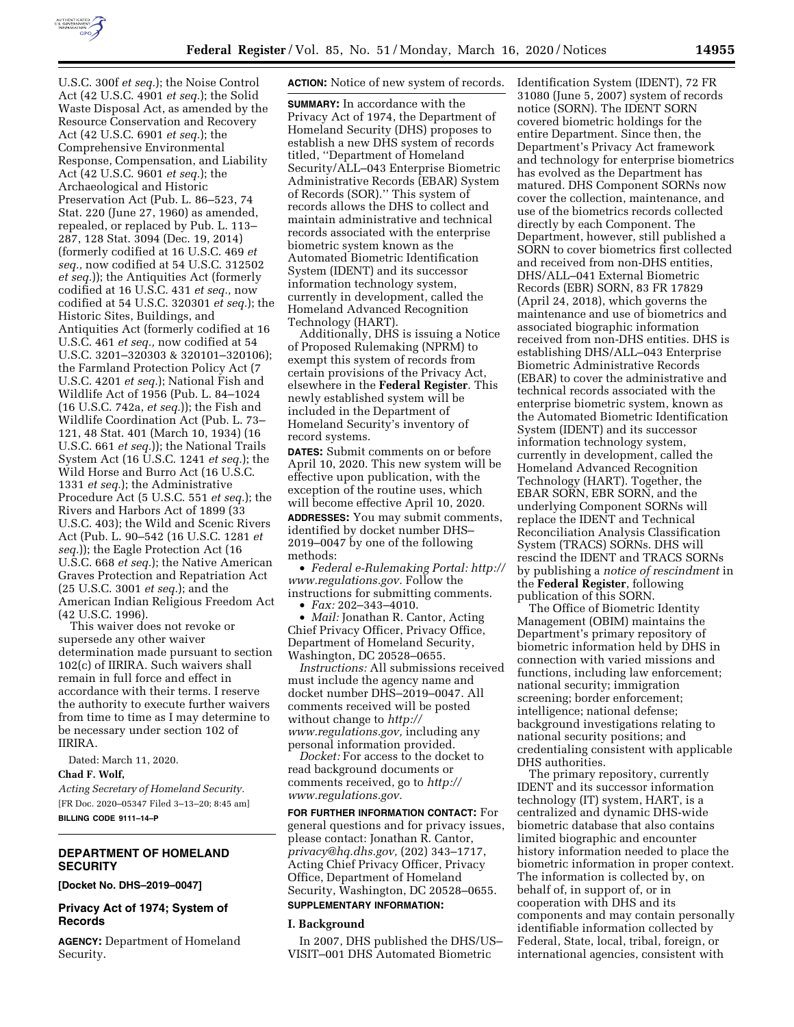U.S.C. 300f *et seq.*); the Noise Control Act (42 U.S.C. 4901 *et seq.*); the Solid Waste Disposal Act, as amended by the Resource Conservation and Recovery Act (42 U.S.C. 6901 *et seq.*); the Comprehensive Environmental Response, Compensation, and Liability Act (42 U.S.C. 9601 *et seq.*); the Archaeological and Historic Preservation Act (Pub. L. 86–523, 74 Stat. 220 (June 27, 1960) as amended, repealed, or replaced by Pub. L. 113–287, 128 Stat. 3094 (Dec. 19, 2014) (formerly codified at 16 U.S.C. 469 *et seq.,* now codified at 54 U.S.C. 312502 *et seq.*)); the Antiquities Act (formerly codified at 16 U.S.C. 431 *et seq.,* now codified at 54 U.S.C. 320301 *et seq.*); the Historic Sites, Buildings, and Antiquities Act (formerly codified at 16 U.S.C. 461 *et seq.,* now codified at 54 U.S.C. 3201–320303 & 320101–320106); the Farmland Protection Policy Act (7 U.S.C. 4201 *et seq.*); National Fish and Wildlife Act of 1956 (Pub. L. 84–1024 (16 U.S.C. 742a, *et seq.*)); the Fish and Wildlife Coordination Act (Pub. L. 73–121, 48 Stat. 401 (March 10, 1934) (16 U.S.C. 661 *et seq.*)); the National Trails System Act (16 U.S.C. 1241 *et seq.*); the Wild Horse and Burro Act (16 U.S.C. 1331 *et seq.*); the Administrative Procedure Act (5 U.S.C. 551 *et seq.*); the Rivers and Harbors Act of 1899 (33 U.S.C. 403); the Wild and Scenic Rivers Act (Pub. L. 90–542 (16 U.S.C. 1281 *et seq.*)); the Eagle Protection Act (16 U.S.C. 668 *et seq.*); the Native American Graves Protection and Repatriation Act (25 U.S.C. 3001 *et seq.*); and the American Indian Religious Freedom Act (42 U.S.C. 1996).

This waiver does not revoke or supersede any other waiver determination made pursuant to section 102(c) of IIRIRA. Such waivers shall remain in full force and effect in accordance with their terms. I reserve the authority to execute further waivers from time to time as I may determine to be necessary under section 102 of IIRIRA.

Dated: March 11, 2020.

**Chad F. Wolf,**

*Acting Secretary of Homeland Security.*

[FR Doc. 2020–05347 Filed 3–13–20; 8:45 am]

**BILLING CODE 9111–14–P**

## DEPARTMENT OF HOMELAND SECURITY

**[Docket No. DHS–2019–0047]**

## Privacy Act of 1974; System of Records

**AGENCY:** Department of Homeland Security.

**ACTION:** Notice of new system of records.

**SUMMARY:** In accordance with the Privacy Act of 1974, the Department of Homeland Security (DHS) proposes to establish a new DHS system of records titled, ''Department of Homeland Security/ALL–043 Enterprise Biometric Administrative Records (EBAR) System of Records (SOR).'' This system of records allows the DHS to collect and maintain administrative and technical records associated with the enterprise biometric system known as the Automated Biometric Identification System (IDENT) and its successor information technology system, currently in development, called the Homeland Advanced Recognition Technology (HART).

Additionally, DHS is issuing a Notice of Proposed Rulemaking (NPRM) to exempt this system of records from certain provisions of the Privacy Act, elsewhere in the **Federal Register**. This newly established system will be included in the Department of Homeland Security's inventory of record systems.

**DATES:** Submit comments on or before April 10, 2020. This new system will be effective upon publication, with the exception of the routine uses, which will become effective April 10, 2020.

**ADDRESSES:** You may submit comments, identified by docket number DHS–2019–0047 by one of the following methods:

- *Federal e-Rulemaking Portal: http://www.regulations.gov.* Follow the instructions for submitting comments.
- *Fax:* 202–343–4010.
- *Mail:* Jonathan R. Cantor, Acting Chief Privacy Officer, Privacy Office, Department of Homeland Security, Washington, DC 20528–0655.

*Instructions:* All submissions received must include the agency name and docket number DHS–2019–0047. All comments received will be posted without change to *http://www.regulations.gov,* including any personal information provided.

*Docket:* For access to the docket to read background documents or comments received, go to *http://www.regulations.gov.*

**FOR FURTHER INFORMATION CONTACT:** For general questions and for privacy issues, please contact: Jonathan R. Cantor, *privacy@hq.dhs.gov,* (202) 343–1717, Acting Chief Privacy Officer, Privacy Office, Department of Homeland Security, Washington, DC 20528–0655.

**SUPPLEMENTARY INFORMATION:**

### I. Background

In 2007, DHS published the DHS/US–VISIT–001 DHS Automated Biometric Identification System (IDENT), 72 FR 31080 (June 5, 2007) system of records notice (SORN). The IDENT SORN covered biometric holdings for the entire Department. Since then, the Department's Privacy Act framework and technology for enterprise biometrics has evolved as the Department has matured. DHS Component SORNs now cover the collection, maintenance, and use of the biometrics records collected directly by each Component. The Department, however, still published a SORN to cover biometrics first collected and received from non-DHS entities, DHS/ALL–041 External Biometric Records (EBR) SORN, 83 FR 17829 (April 24, 2018), which governs the maintenance and use of biometrics and associated biographic information received from non-DHS entities. DHS is establishing DHS/ALL–043 Enterprise Biometric Administrative Records (EBAR) to cover the administrative and technical records associated with the enterprise biometric system, known as the Automated Biometric Identification System (IDENT) and its successor information technology system, currently in development, called the Homeland Advanced Recognition Technology (HART). Together, the EBAR SORN, EBR SORN, and the underlying Component SORNs will replace the IDENT and Technical Reconciliation Analysis Classification System (TRACS) SORNs. DHS will rescind the IDENT and TRACS SORNs by publishing a *notice of rescindment* in the **Federal Register**, following publication of this SORN.

The Office of Biometric Identity Management (OBIM) maintains the Department's primary repository of biometric information held by DHS in connection with varied missions and functions, including law enforcement; national security; immigration screening; border enforcement; intelligence; national defense; background investigations relating to national security positions; and credentialing consistent with applicable DHS authorities.

The primary repository, currently IDENT and its successor information technology (IT) system, HART, is a centralized and dynamic DHS-wide biometric database that also contains limited biographic and encounter history information needed to place the biometric information in proper context. The information is collected by, on behalf of, in support of, or in cooperation with DHS and its components and may contain personally identifiable information collected by Federal, State, local, tribal, foreign, or international agencies, consistent with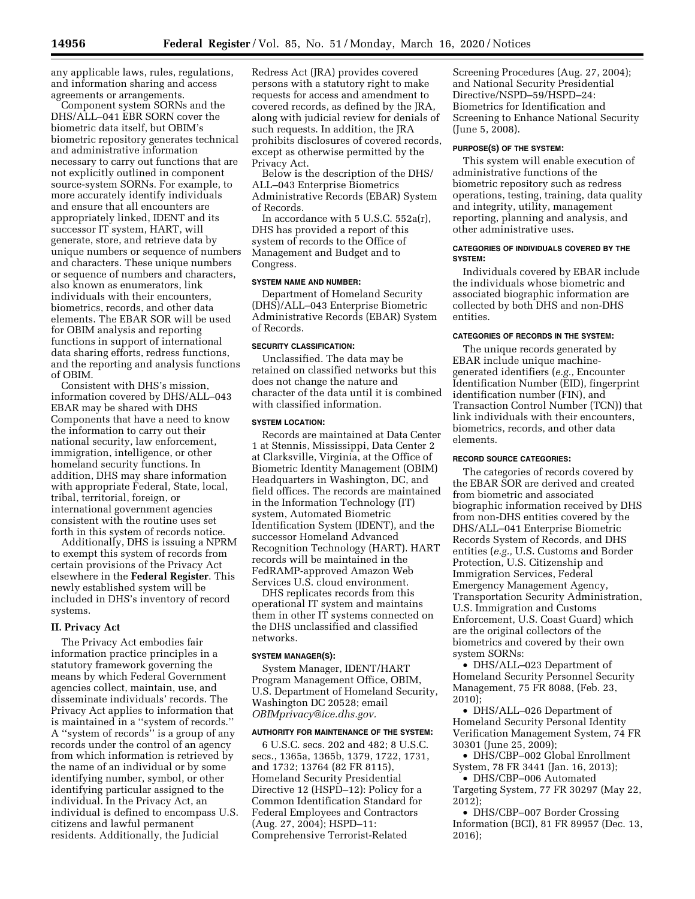any applicable laws, rules, regulations, and information sharing and access agreements or arrangements.

Component system SORNs and the DHS/ALL–041 EBR SORN cover the biometric data itself, but OBIM's biometric repository generates technical and administrative information necessary to carry out functions that are not explicitly outlined in component source-system SORNs. For example, to more accurately identify individuals and ensure that all encounters are appropriately linked, IDENT and its successor IT system, HART, will generate, store, and retrieve data by unique numbers or sequence of numbers and characters. These unique numbers or sequence of numbers and characters, also known as enumerators, link individuals with their encounters, biometrics, records, and other data elements. The EBAR SOR will be used for OBIM analysis and reporting functions in support of international data sharing efforts, redress functions, and the reporting and analysis functions of OBIM.

Consistent with DHS's mission, information covered by DHS/ALL–043 EBAR may be shared with DHS Components that have a need to know the information to carry out their national security, law enforcement, immigration, intelligence, or other homeland security functions. In addition, DHS may share information with appropriate Federal, State, local, tribal, territorial, foreign, or international government agencies consistent with the routine uses set forth in this system of records notice.

Additionally, DHS is issuing a NPRM to exempt this system of records from certain provisions of the Privacy Act elsewhere in the **Federal Register**. This newly established system will be included in DHS's inventory of record systems.

## II. Privacy Act

The Privacy Act embodies fair information practice principles in a statutory framework governing the means by which Federal Government agencies collect, maintain, use, and disseminate individuals' records. The Privacy Act applies to information that is maintained in a ''system of records.'' A ''system of records'' is a group of any records under the control of an agency from which information is retrieved by the name of an individual or by some identifying number, symbol, or other identifying particular assigned to the individual. In the Privacy Act, an individual is defined to encompass U.S. citizens and lawful permanent residents. Additionally, the Judicial Redress Act (JRA) provides covered persons with a statutory right to make requests for access and amendment to covered records, as defined by the JRA, along with judicial review for denials of such requests. In addition, the JRA prohibits disclosures of covered records, except as otherwise permitted by the Privacy Act.

Below is the description of the DHS/ALL–043 Enterprise Biometrics Administrative Records (EBAR) System of Records.

In accordance with 5 U.S.C. 552a(r), DHS has provided a report of this system of records to the Office of Management and Budget and to Congress.

#### SYSTEM NAME AND NUMBER:

Department of Homeland Security (DHS)/ALL–043 Enterprise Biometric Administrative Records (EBAR) System of Records.

#### SECURITY CLASSIFICATION:

Unclassified. The data may be retained on classified networks but this does not change the nature and character of the data until it is combined with classified information.

#### SYSTEM LOCATION:

Records are maintained at Data Center 1 at Stennis, Mississippi, Data Center 2 at Clarksville, Virginia, at the Office of Biometric Identity Management (OBIM) Headquarters in Washington, DC, and field offices. The records are maintained in the Information Technology (IT) system, Automated Biometric Identification System (IDENT), and the successor Homeland Advanced Recognition Technology (HART). HART records will be maintained in the FedRAMP-approved Amazon Web Services U.S. cloud environment.

DHS replicates records from this operational IT system and maintains them in other IT systems connected on the DHS unclassified and classified networks.

#### SYSTEM MANAGER(S):

System Manager, IDENT/HART Program Management Office, OBIM, U.S. Department of Homeland Security, Washington DC 20528; email *OBIMprivacy@ice.dhs.gov.*

#### AUTHORITY FOR MAINTENANCE OF THE SYSTEM:

6 U.S.C. secs. 202 and 482; 8 U.S.C. secs., 1365a, 1365b, 1379, 1722, 1731, and 1732; 13764 (82 FR 8115), Homeland Security Presidential Directive 12 (HSPD–12): Policy for a Common Identification Standard for Federal Employees and Contractors (Aug. 27, 2004); HSPD–11: Comprehensive Terrorist-Related Screening Procedures (Aug. 27, 2004); and National Security Presidential Directive/NSPD–59/HSPD–24: Biometrics for Identification and Screening to Enhance National Security (June 5, 2008).

#### PURPOSE(S) OF THE SYSTEM:

This system will enable execution of administrative functions of the biometric repository such as redress operations, testing, training, data quality and integrity, utility, management reporting, planning and analysis, and other administrative uses.

#### CATEGORIES OF INDIVIDUALS COVERED BY THE SYSTEM:

Individuals covered by EBAR include the individuals whose biometric and associated biographic information are collected by both DHS and non-DHS entities.

#### CATEGORIES OF RECORDS IN THE SYSTEM:

The unique records generated by EBAR include unique machine-generated identifiers (*e.g.,* Encounter Identification Number (EID), fingerprint identification number (FIN), and Transaction Control Number (TCN)) that link individuals with their encounters, biometrics, records, and other data elements.

#### RECORD SOURCE CATEGORIES:

The categories of records covered by the EBAR SOR are derived and created from biometric and associated biographic information received by DHS from non-DHS entities covered by the DHS/ALL–041 Enterprise Biometric Records System of Records, and DHS entities (*e.g.,* U.S. Customs and Border Protection, U.S. Citizenship and Immigration Services, Federal Emergency Management Agency, Transportation Security Administration, U.S. Immigration and Customs Enforcement, U.S. Coast Guard) which are the original collectors of the biometrics and covered by their own system SORNs:

- DHS/ALL–023 Department of Homeland Security Personnel Security Management, 75 FR 8088, (Feb. 23, 2010);
- DHS/ALL–026 Department of Homeland Security Personal Identity Verification Management System, 74 FR 30301 (June 25, 2009);
- DHS/CBP–002 Global Enrollment System, 78 FR 3441 (Jan. 16, 2013);
- DHS/CBP–006 Automated Targeting System, 77 FR 30297 (May 22, 2012);
- DHS/CBP–007 Border Crossing Information (BCI), 81 FR 89957 (Dec. 13, 2016);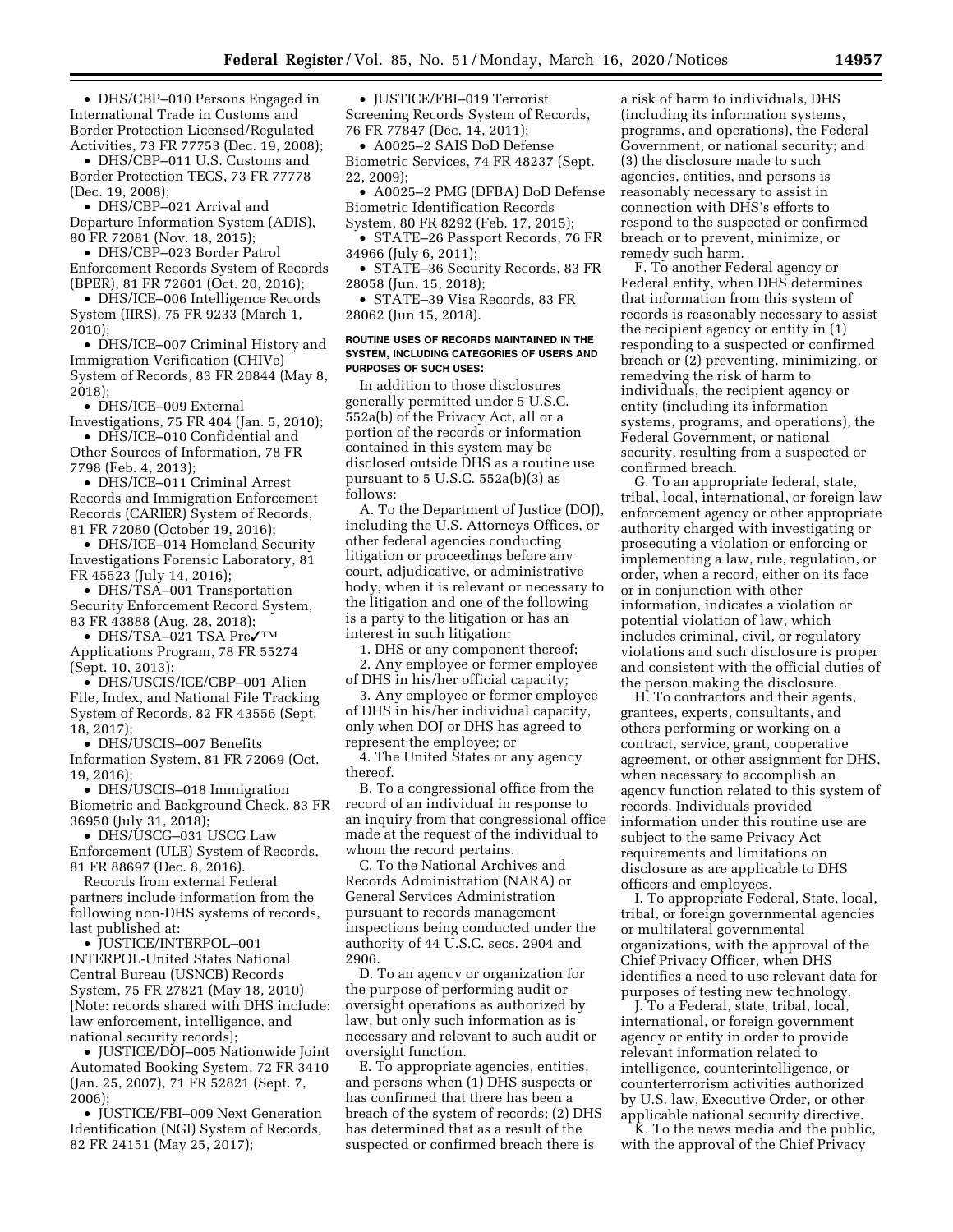- DHS/CBP–010 Persons Engaged in International Trade in Customs and Border Protection Licensed/Regulated Activities, 73 FR 77753 (Dec. 19, 2008);
- DHS/CBP–011 U.S. Customs and Border Protection TECS, 73 FR 77778 (Dec. 19, 2008);
- DHS/CBP–021 Arrival and Departure Information System (ADIS), 80 FR 72081 (Nov. 18, 2015);
- DHS/CBP–023 Border Patrol Enforcement Records System of Records (BPER), 81 FR 72601 (Oct. 20, 2016);
- DHS/ICE–006 Intelligence Records System (IIRS), 75 FR 9233 (March 1, 2010);
- DHS/ICE–007 Criminal History and Immigration Verification (CHIVe) System of Records, 83 FR 20844 (May 8, 2018);
- DHS/ICE–009 External Investigations, 75 FR 404 (Jan. 5, 2010);
- DHS/ICE–010 Confidential and Other Sources of Information, 78 FR 7798 (Feb. 4, 2013);
- DHS/ICE–011 Criminal Arrest Records and Immigration Enforcement Records (CARIER) System of Records, 81 FR 72080 (October 19, 2016);
- DHS/ICE–014 Homeland Security Investigations Forensic Laboratory, 81 FR 45523 (July 14, 2016);
- DHS/TSA–001 Transportation Security Enforcement Record System, 83 FR 43888 (Aug. 28, 2018);
- DHS/TSA–021 TSA Pre✓™ Applications Program, 78 FR 55274 (Sept. 10, 2013);
- DHS/USCIS/ICE/CBP–001 Alien File, Index, and National File Tracking System of Records, 82 FR 43556 (Sept. 18, 2017);
- DHS/USCIS–007 Benefits Information System, 81 FR 72069 (Oct. 19, 2016);
- DHS/USCIS–018 Immigration Biometric and Background Check, 83 FR 36950 (July 31, 2018);
- DHS/USCG–031 USCG Law Enforcement (ULE) System of Records, 81 FR 88697 (Dec. 8, 2016).

Records from external Federal partners include information from the following non-DHS systems of records, last published at:

- JUSTICE/INTERPOL–001 INTERPOL-United States National Central Bureau (USNCB) Records System, 75 FR 27821 (May 18, 2010) [Note: records shared with DHS include: law enforcement, intelligence, and national security records];
- JUSTICE/DOJ–005 Nationwide Joint Automated Booking System, 72 FR 3410 (Jan. 25, 2007), 71 FR 52821 (Sept. 7, 2006);
- JUSTICE/FBI–009 Next Generation Identification (NGI) System of Records, 82 FR 24151 (May 25, 2017);
- JUSTICE/FBI–019 Terrorist Screening Records System of Records, 76 FR 77847 (Dec. 14, 2011);
- A0025–2 SAIS DoD Defense Biometric Services, 74 FR 48237 (Sept. 22, 2009);
- A0025–2 PMG (DFBA) DoD Defense Biometric Identification Records System, 80 FR 8292 (Feb. 17, 2015);
- STATE–26 Passport Records, 76 FR 34966 (July 6, 2011);
- STATE–36 Security Records, 83 FR 28058 (Jun. 15, 2018);
- STATE–39 Visa Records, 83 FR 28062 (Jun 15, 2018).

**ROUTINE USES OF RECORDS MAINTAINED IN THE SYSTEM, INCLUDING CATEGORIES OF USERS AND PURPOSES OF SUCH USES:**

In addition to those disclosures generally permitted under 5 U.S.C. 552a(b) of the Privacy Act, all or a portion of the records or information contained in this system may be disclosed outside DHS as a routine use pursuant to 5 U.S.C. 552a(b)(3) as follows:

A. To the Department of Justice (DOJ), including the U.S. Attorneys Offices, or other federal agencies conducting litigation or proceedings before any court, adjudicative, or administrative body, when it is relevant or necessary to the litigation and one of the following is a party to the litigation or has an interest in such litigation:

1. DHS or any component thereof;
2. Any employee or former employee of DHS in his/her official capacity;
3. Any employee or former employee of DHS in his/her individual capacity, only when DOJ or DHS has agreed to represent the employee; or
4. The United States or any agency thereof.

B. To a congressional office from the record of an individual in response to an inquiry from that congressional office made at the request of the individual to whom the record pertains.

C. To the National Archives and Records Administration (NARA) or General Services Administration pursuant to records management inspections being conducted under the authority of 44 U.S.C. secs. 2904 and 2906.

D. To an agency or organization for the purpose of performing audit or oversight operations as authorized by law, but only such information as is necessary and relevant to such audit or oversight function.

E. To appropriate agencies, entities, and persons when (1) DHS suspects or has confirmed that there has been a breach of the system of records; (2) DHS has determined that as a result of the suspected or confirmed breach there is a risk of harm to individuals, DHS (including its information systems, programs, and operations), the Federal Government, or national security; and (3) the disclosure made to such agencies, entities, and persons is reasonably necessary to assist in connection with DHS's efforts to respond to the suspected or confirmed breach or to prevent, minimize, or remedy such harm.

F. To another Federal agency or Federal entity, when DHS determines that information from this system of records is reasonably necessary to assist the recipient agency or entity in (1) responding to a suspected or confirmed breach or (2) preventing, minimizing, or remedying the risk of harm to individuals, the recipient agency or entity (including its information systems, programs, and operations), the Federal Government, or national security, resulting from a suspected or confirmed breach.

G. To an appropriate federal, state, tribal, local, international, or foreign law enforcement agency or other appropriate authority charged with investigating or prosecuting a violation or enforcing or implementing a law, rule, regulation, or order, when a record, either on its face or in conjunction with other information, indicates a violation or potential violation of law, which includes criminal, civil, or regulatory violations and such disclosure is proper and consistent with the official duties of the person making the disclosure.

H. To contractors and their agents, grantees, experts, consultants, and others performing or working on a contract, service, grant, cooperative agreement, or other assignment for DHS, when necessary to accomplish an agency function related to this system of records. Individuals provided information under this routine use are subject to the same Privacy Act requirements and limitations on disclosure as are applicable to DHS officers and employees.

I. To appropriate Federal, State, local, tribal, or foreign governmental agencies or multilateral governmental organizations, with the approval of the Chief Privacy Officer, when DHS identifies a need to use relevant data for purposes of testing new technology.

J. To a Federal, state, tribal, local, international, or foreign government agency or entity in order to provide relevant information related to intelligence, counterintelligence, or counterterrorism activities authorized by U.S. law, Executive Order, or other applicable national security directive.

K. To the news media and the public, with the approval of the Chief Privacy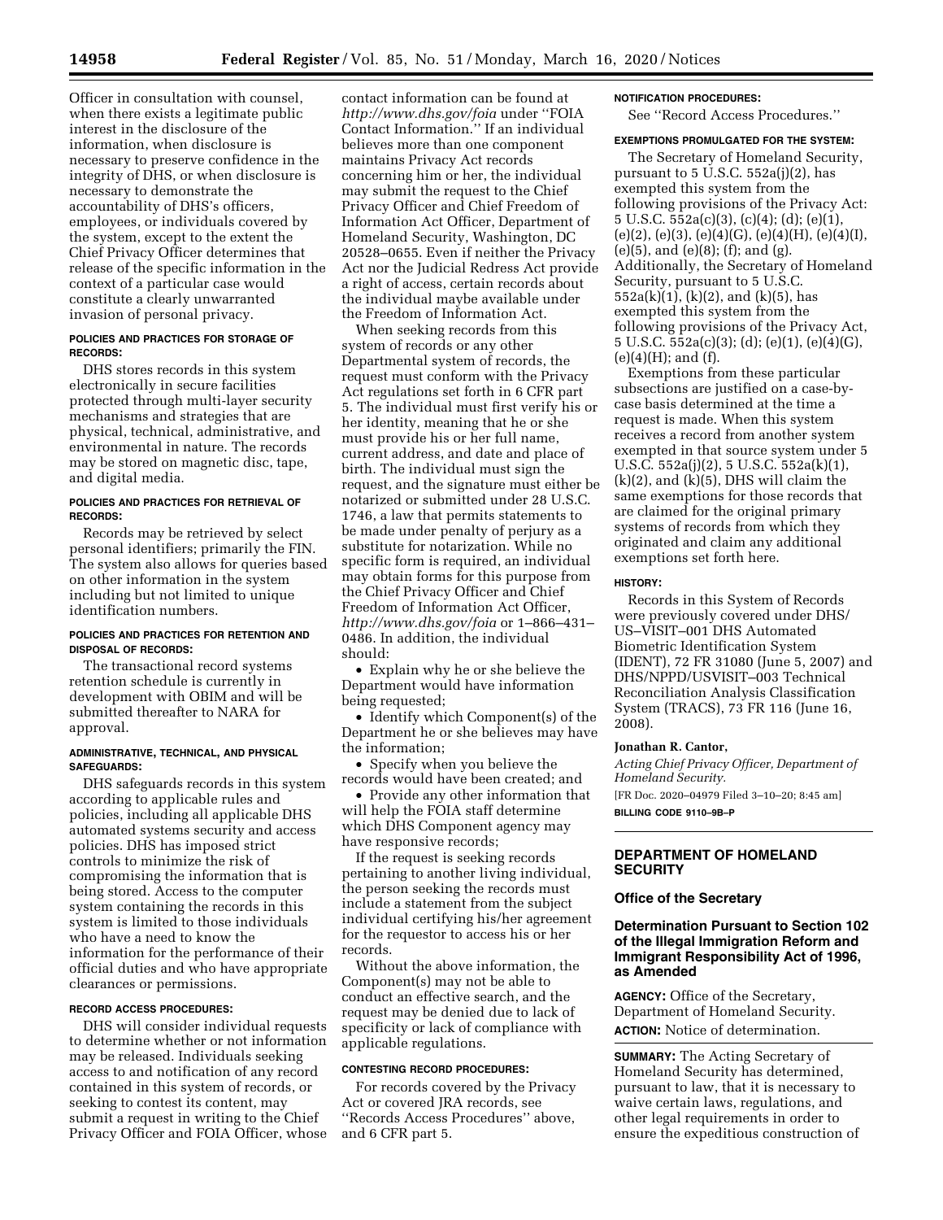Officer in consultation with counsel, when there exists a legitimate public interest in the disclosure of the information, when disclosure is necessary to preserve confidence in the integrity of DHS, or when disclosure is necessary to demonstrate the accountability of DHS's officers, employees, or individuals covered by the system, except to the extent the Chief Privacy Officer determines that release of the specific information in the context of a particular case would constitute a clearly unwarranted invasion of personal privacy.

#### POLICIES AND PRACTICES FOR STORAGE OF RECORDS:

DHS stores records in this system electronically in secure facilities protected through multi-layer security mechanisms and strategies that are physical, technical, administrative, and environmental in nature. The records may be stored on magnetic disc, tape, and digital media.

#### POLICIES AND PRACTICES FOR RETRIEVAL OF RECORDS:

Records may be retrieved by select personal identifiers; primarily the FIN. The system also allows for queries based on other information in the system including but not limited to unique identification numbers.

#### POLICIES AND PRACTICES FOR RETENTION AND DISPOSAL OF RECORDS:

The transactional record systems retention schedule is currently in development with OBIM and will be submitted thereafter to NARA for approval.

#### ADMINISTRATIVE, TECHNICAL, AND PHYSICAL SAFEGUARDS:

DHS safeguards records in this system according to applicable rules and policies, including all applicable DHS automated systems security and access policies. DHS has imposed strict controls to minimize the risk of compromising the information that is being stored. Access to the computer system containing the records in this system is limited to those individuals who have a need to know the information for the performance of their official duties and who have appropriate clearances or permissions.

#### RECORD ACCESS PROCEDURES:

DHS will consider individual requests to determine whether or not information may be released. Individuals seeking access to and notification of any record contained in this system of records, or seeking to contest its content, may submit a request in writing to the Chief Privacy Officer and FOIA Officer, whose contact information can be found at *http://www.dhs.gov/foia* under "FOIA Contact Information." If an individual believes more than one component maintains Privacy Act records concerning him or her, the individual may submit the request to the Chief Privacy Officer and Chief Freedom of Information Act Officer, Department of Homeland Security, Washington, DC 20528–0655. Even if neither the Privacy Act nor the Judicial Redress Act provide a right of access, certain records about the individual maybe available under the Freedom of Information Act.

When seeking records from this system of records or any other Departmental system of records, the request must conform with the Privacy Act regulations set forth in 6 CFR part 5. The individual must first verify his or her identity, meaning that he or she must provide his or her full name, current address, and date and place of birth. The individual must sign the request, and the signature must either be notarized or submitted under 28 U.S.C. 1746, a law that permits statements to be made under penalty of perjury as a substitute for notarization. While no specific form is required, an individual may obtain forms for this purpose from the Chief Privacy Officer and Chief Freedom of Information Act Officer, *http://www.dhs.gov/foia* or 1–866–431–0486. In addition, the individual should:

- Explain why he or she believe the Department would have information being requested;
- Identify which Component(s) of the Department he or she believes may have the information;
- Specify when you believe the records would have been created; and
- Provide any other information that will help the FOIA staff determine which DHS Component agency may have responsive records;

If the request is seeking records pertaining to another living individual, the person seeking the records must include a statement from the subject individual certifying his/her agreement for the requestor to access his or her records.

Without the above information, the Component(s) may not be able to conduct an effective search, and the request may be denied due to lack of specificity or lack of compliance with applicable regulations.

#### CONTESTING RECORD PROCEDURES:

For records covered by the Privacy Act or covered JRA records, see "Records Access Procedures" above, and 6 CFR part 5.

#### NOTIFICATION PROCEDURES:

See "Record Access Procedures."

#### EXEMPTIONS PROMULGATED FOR THE SYSTEM:

The Secretary of Homeland Security, pursuant to 5 U.S.C. 552a(j)(2), has exempted this system from the following provisions of the Privacy Act: 5 U.S.C. 552a(c)(3), (c)(4); (d); (e)(1), (e)(2), (e)(3), (e)(4)(G), (e)(4)(H), (e)(4)(I), (e)(5), and (e)(8); (f); and (g). Additionally, the Secretary of Homeland Security, pursuant to 5 U.S.C. 552a(k)(1), (k)(2), and (k)(5), has exempted this system from the following provisions of the Privacy Act, 5 U.S.C. 552a(c)(3); (d); (e)(1), (e)(4)(G), (e)(4)(H); and (f).

Exemptions from these particular subsections are justified on a case-by-case basis determined at the time a request is made. When this system receives a record from another system exempted in that source system under 5 U.S.C. 552a(j)(2), 5 U.S.C. 552a(k)(1), (k)(2), and (k)(5), DHS will claim the same exemptions for those records that are claimed for the original primary systems of records from which they originated and claim any additional exemptions set forth here.

#### HISTORY:

Records in this System of Records were previously covered under DHS/US–VISIT–001 DHS Automated Biometric Identification System (IDENT), 72 FR 31080 (June 5, 2007) and DHS/NPPD/USVISIT–003 Technical Reconciliation Analysis Classification System (TRACS), 73 FR 116 (June 16, 2008).

**Jonathan R. Cantor,**

*Acting Chief Privacy Officer, Department of Homeland Security.*

[FR Doc. 2020–04979 Filed 3–10–20; 8:45 am]

**BILLING CODE 9110–9B–P**

---

## DEPARTMENT OF HOMELAND SECURITY

### Office of the Secretary

### Determination Pursuant to Section 102 of the Illegal Immigration Reform and Immigrant Responsibility Act of 1996, as Amended

**AGENCY:** Office of the Secretary, Department of Homeland Security.

**ACTION:** Notice of determination.

**SUMMARY:** The Acting Secretary of Homeland Security has determined, pursuant to law, that it is necessary to waive certain laws, regulations, and other legal requirements in order to ensure the expeditious construction of